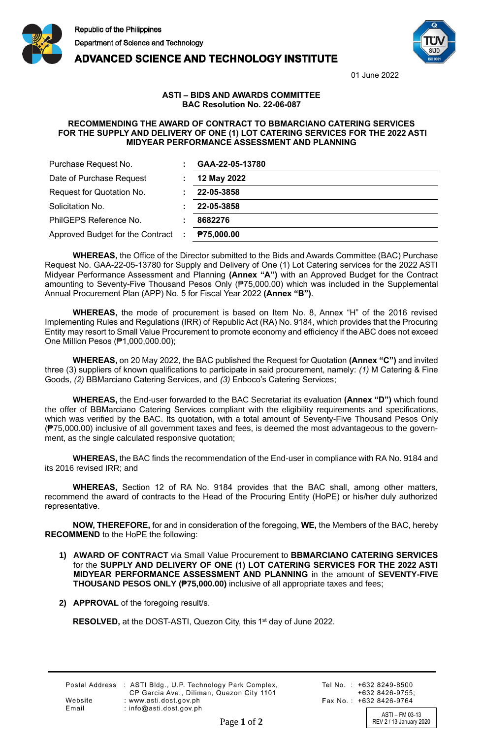Republic of the Philippines
Department of Science and Technology
**ADVANCED SCIENCE AND TECHNOLOGY INSTITUTE**

01 June 2022

**ASTI – BIDS AND AWARDS COMMITTEE**
**BAC Resolution No. 22-06-087**

**RECOMMENDING THE AWARD OF CONTRACT TO BBMARCIANO CATERING SERVICES FOR THE SUPPLY AND DELIVERY OF ONE (1) LOT CATERING SERVICES FOR THE 2022 ASTI MIDYEAR PERFORMANCE ASSESSMENT AND PLANNING**

| | | |
|---|---|---|
| Purchase Request No. | : | **GAA-22-05-13780** |
| Date of Purchase Request | : | **12 May 2022** |
| Request for Quotation No. | : | **22-05-3858** |
| Solicitation No. | : | **22-05-3858** |
| PhilGEPS Reference No. | : | **8682276** |
| Approved Budget for the Contract | : | **₱75,000.00** |

**WHEREAS,** the Office of the Director submitted to the Bids and Awards Committee (BAC) Purchase Request No. GAA-22-05-13780 for Supply and Delivery of One (1) Lot Catering services for the 2022 ASTI Midyear Performance Assessment and Planning **(Annex "A")** with an Approved Budget for the Contract amounting to Seventy-Five Thousand Pesos Only (₱75,000.00) which was included in the Supplemental Annual Procurement Plan (APP) No. 5 for Fiscal Year 2022 **(Annex "B")**.

**WHEREAS,** the mode of procurement is based on Item No. 8, Annex "H" of the 2016 revised Implementing Rules and Regulations (IRR) of Republic Act (RA) No. 9184, which provides that the Procuring Entity may resort to Small Value Procurement to promote economy and efficiency if the ABC does not exceed One Million Pesos (₱1,000,000.00);

**WHEREAS,** on 20 May 2022, the BAC published the Request for Quotation **(Annex "C")** and invited three (3) suppliers of known qualifications to participate in said procurement, namely: *(1)* M Catering & Fine Goods, *(2)* BBMarciano Catering Services, and *(3)* Enboco's Catering Services;

**WHEREAS,** the End-user forwarded to the BAC Secretariat its evaluation **(Annex "D")** which found the offer of BBMarciano Catering Services compliant with the eligibility requirements and specifications, which was verified by the BAC. Its quotation, with a total amount of Seventy-Five Thousand Pesos Only (₱75,000.00) inclusive of all government taxes and fees, is deemed the most advantageous to the government, as the single calculated responsive quotation;

**WHEREAS,** the BAC finds the recommendation of the End-user in compliance with RA No. 9184 and its 2016 revised IRR; and

**WHEREAS,** Section 12 of RA No. 9184 provides that the BAC shall, among other matters, recommend the award of contracts to the Head of the Procuring Entity (HoPE) or his/her duly authorized representative.

**NOW, THEREFORE,** for and in consideration of the foregoing, **WE,** the Members of the BAC, hereby **RECOMMEND** to the HoPE the following:

1) **AWARD OF CONTRACT** via Small Value Procurement to **BBMARCIANO CATERING SERVICES** for the **SUPPLY AND DELIVERY OF ONE (1) LOT CATERING SERVICES FOR THE 2022 ASTI MIDYEAR PERFORMANCE ASSESSMENT AND PLANNING** in the amount of **SEVENTY-FIVE THOUSAND PESOS ONLY (₱75,000.00)** inclusive of all appropriate taxes and fees;

2) **APPROVAL** of the foregoing result/s.

**RESOLVED,** at the DOST-ASTI, Quezon City, this 1st day of June 2022.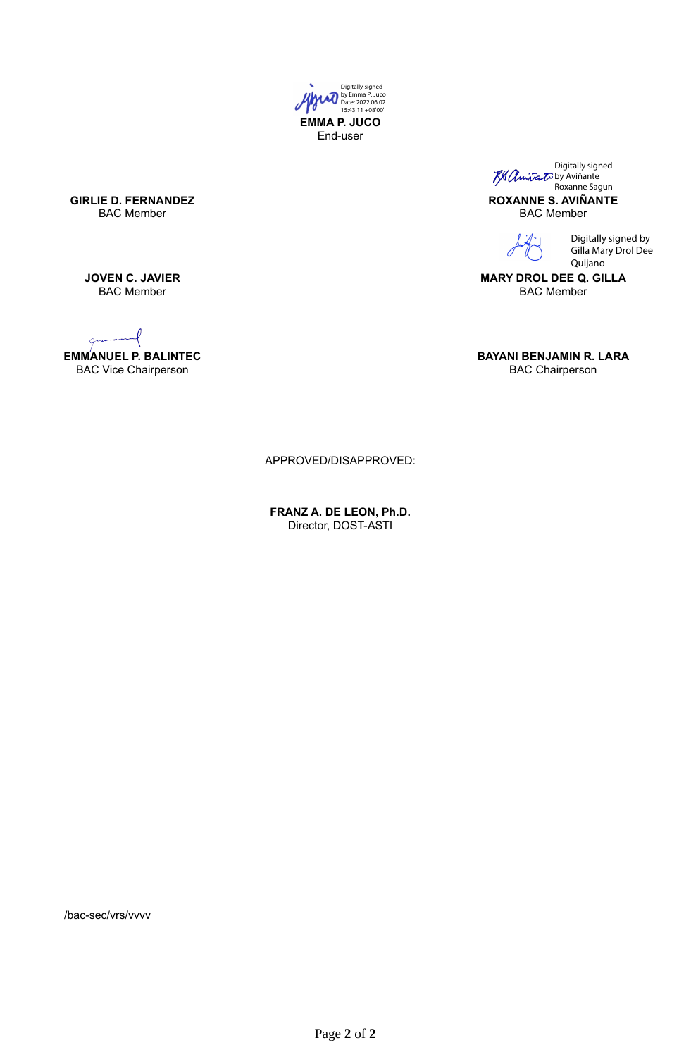Digitally signed by Emma P. Juco
Date: 2022.06.02 15:43:11 +08'00'

**EMMA P. JUCO**
End-user

Digitally signed by Aviñante Roxanne Sagun

**GIRLIE D. FERNANDEZ**
BAC Member

**ROXANNE S. AVIÑANTE**
BAC Member

Digitally signed by Gilla Mary Drol Dee Quijano

**JOVEN C. JAVIER**
BAC Member

**MARY DROL DEE Q. GILLA**
BAC Member

**EMMANUEL P. BALINTEC**
BAC Vice Chairperson

**BAYANI BENJAMIN R. LARA**
BAC Chairperson

APPROVED/DISAPPROVED:

**FRANZ A. DE LEON, Ph.D.**
Director, DOST-ASTI

/bac-sec/vrs/vvvv